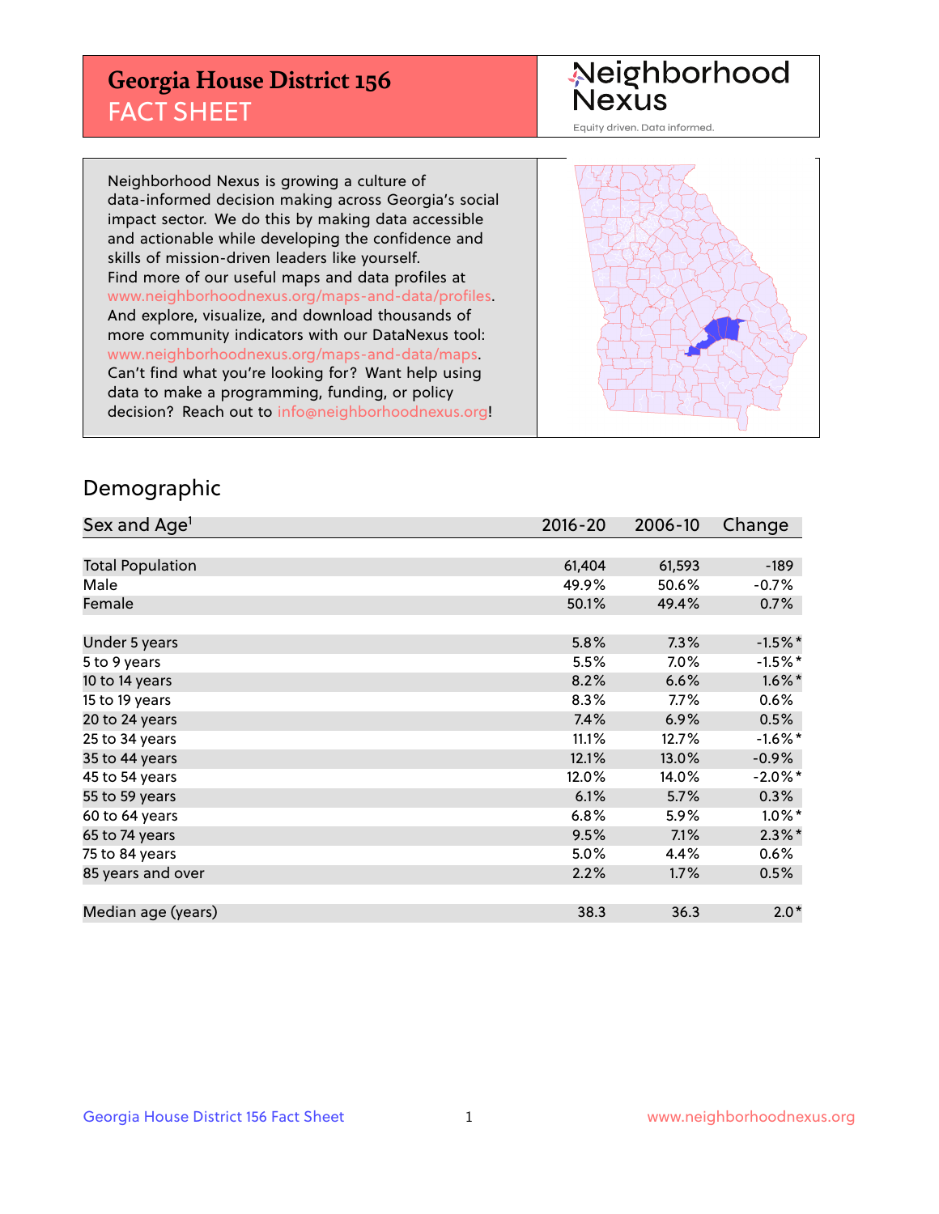# Georgia House District 156
## FACT SHEET

Neighborhood Nexus

Equity driven. Data informed.

Neighborhood Nexus is growing a culture of data-informed decision making across Georgia's social impact sector. We do this by making data accessible and actionable while developing the confidence and skills of mission-driven leaders like yourself. Find more of our useful maps and data profiles at www.neighborhoodnexus.org/maps-and-data/profiles. And explore, visualize, and download thousands of more community indicators with our DataNexus tool: www.neighborhoodnexus.org/maps-and-data/maps. Can't find what you're looking for? Want help using data to make a programming, funding, or policy decision? Reach out to info@neighborhoodnexus.org!

## Demographic

| Sex and Age[1] | 2016-20 | 2006-10 | Change |
|---|---|---|---|
| Total Population | 61,404 | 61,593 | -189 |
| Male | 49.9% | 50.6% | -0.7% |
| Female | 50.1% | 49.4% | 0.7% |
| | | | |
| Under 5 years | 5.8% | 7.3% | -1.5%* |
| 5 to 9 years | 5.5% | 7.0% | -1.5%* |
| 10 to 14 years | 8.2% | 6.6% | 1.6%* |
| 15 to 19 years | 8.3% | 7.7% | 0.6% |
| 20 to 24 years | 7.4% | 6.9% | 0.5% |
| 25 to 34 years | 11.1% | 12.7% | -1.6%* |
| 35 to 44 years | 12.1% | 13.0% | -0.9% |
| 45 to 54 years | 12.0% | 14.0% | -2.0%* |
| 55 to 59 years | 6.1% | 5.7% | 0.3% |
| 60 to 64 years | 6.8% | 5.9% | 1.0%* |
| 65 to 74 years | 9.5% | 7.1% | 2.3%* |
| 75 to 84 years | 5.0% | 4.4% | 0.6% |
| 85 years and over | 2.2% | 1.7% | 0.5% |
| | | | |
| Median age (years) | 38.3 | 36.3 | 2.0* |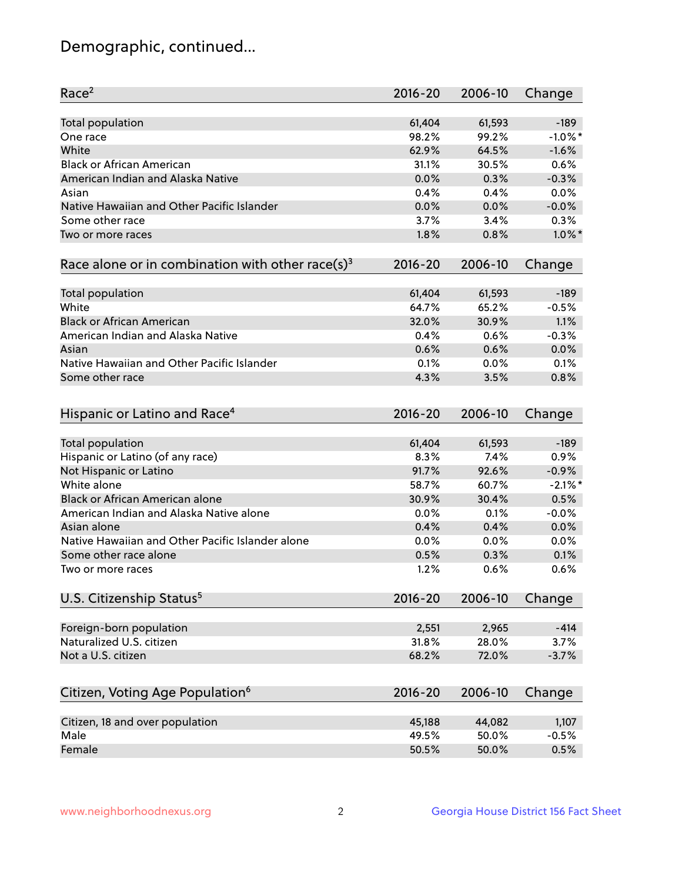# Demographic, continued...

| Race[2] | 2016-20 | 2006-10 | Change |
|---|---|---|---|
| Total population | 61,404 | 61,593 | -189 |
| One race | 98.2% | 99.2% | -1.0%* |
| White | 62.9% | 64.5% | -1.6% |
| Black or African American | 31.1% | 30.5% | 0.6% |
| American Indian and Alaska Native | 0.0% | 0.3% | -0.3% |
| Asian | 0.4% | 0.4% | 0.0% |
| Native Hawaiian and Other Pacific Islander | 0.0% | 0.0% | -0.0% |
| Some other race | 3.7% | 3.4% | 0.3% |
| Two or more races | 1.8% | 0.8% | 1.0%* |

| Race alone or in combination with other race(s)[3] | 2016-20 | 2006-10 | Change |
|---|---|---|---|
| Total population | 61,404 | 61,593 | -189 |
| White | 64.7% | 65.2% | -0.5% |
| Black or African American | 32.0% | 30.9% | 1.1% |
| American Indian and Alaska Native | 0.4% | 0.6% | -0.3% |
| Asian | 0.6% | 0.6% | 0.0% |
| Native Hawaiian and Other Pacific Islander | 0.1% | 0.0% | 0.1% |
| Some other race | 4.3% | 3.5% | 0.8% |

| Hispanic or Latino and Race[4] | 2016-20 | 2006-10 | Change |
|---|---|---|---|
| Total population | 61,404 | 61,593 | -189 |
| Hispanic or Latino (of any race) | 8.3% | 7.4% | 0.9% |
| Not Hispanic or Latino | 91.7% | 92.6% | -0.9% |
| White alone | 58.7% | 60.7% | -2.1%* |
| Black or African American alone | 30.9% | 30.4% | 0.5% |
| American Indian and Alaska Native alone | 0.0% | 0.1% | -0.0% |
| Asian alone | 0.4% | 0.4% | 0.0% |
| Native Hawaiian and Other Pacific Islander alone | 0.0% | 0.0% | 0.0% |
| Some other race alone | 0.5% | 0.3% | 0.1% |
| Two or more races | 1.2% | 0.6% | 0.6% |

| U.S. Citizenship Status[5] | 2016-20 | 2006-10 | Change |
|---|---|---|---|
| Foreign-born population | 2,551 | 2,965 | -414 |
| Naturalized U.S. citizen | 31.8% | 28.0% | 3.7% |
| Not a U.S. citizen | 68.2% | 72.0% | -3.7% |

| Citizen, Voting Age Population[6] | 2016-20 | 2006-10 | Change |
|---|---|---|---|
| Citizen, 18 and over population | 45,188 | 44,082 | 1,107 |
| Male | 49.5% | 50.0% | -0.5% |
| Female | 50.5% | 50.0% | 0.5% |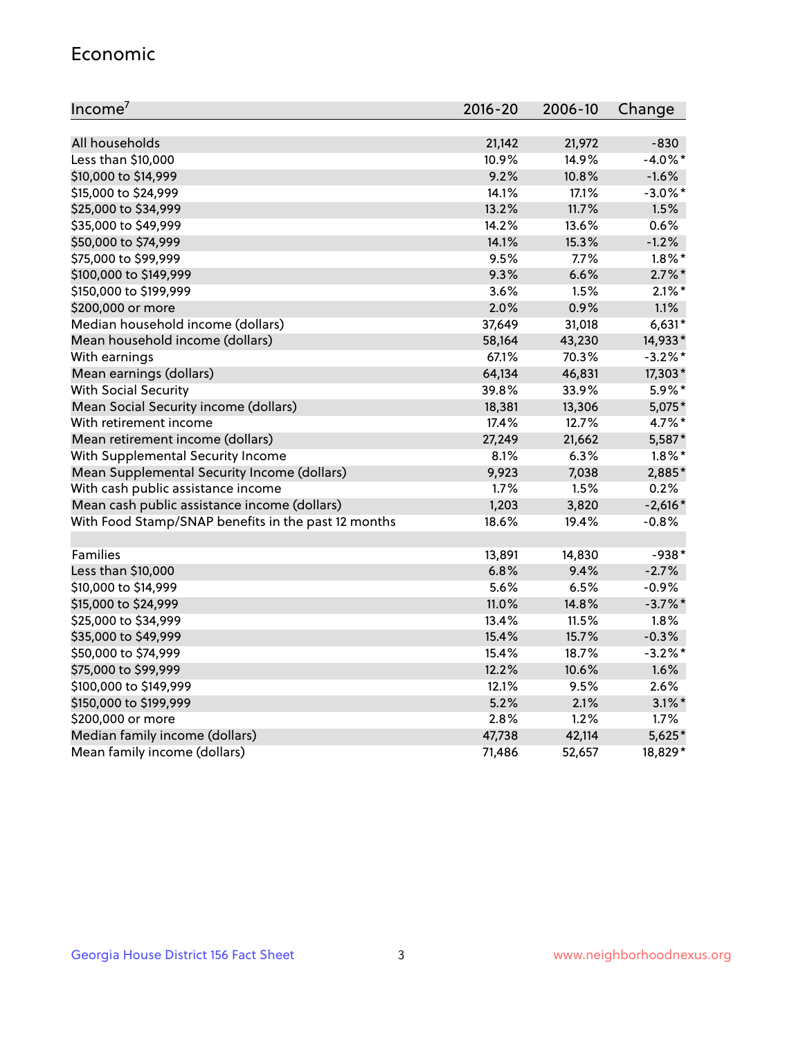## Economic

| Income[7] | 2016-20 | 2006-10 | Change |
|---|---|---|---|
| All households | 21,142 | 21,972 | -830 |
| Less than $10,000 | 10.9% | 14.9% | -4.0%* |
| $10,000 to $14,999 | 9.2% | 10.8% | -1.6% |
| $15,000 to $24,999 | 14.1% | 17.1% | -3.0%* |
| $25,000 to $34,999 | 13.2% | 11.7% | 1.5% |
| $35,000 to $49,999 | 14.2% | 13.6% | 0.6% |
| $50,000 to $74,999 | 14.1% | 15.3% | -1.2% |
| $75,000 to $99,999 | 9.5% | 7.7% | 1.8%* |
| $100,000 to $149,999 | 9.3% | 6.6% | 2.7%* |
| $150,000 to $199,999 | 3.6% | 1.5% | 2.1%* |
| $200,000 or more | 2.0% | 0.9% | 1.1% |
| Median household income (dollars) | 37,649 | 31,018 | 6,631* |
| Mean household income (dollars) | 58,164 | 43,230 | 14,933* |
| With earnings | 67.1% | 70.3% | -3.2%* |
| Mean earnings (dollars) | 64,134 | 46,831 | 17,303* |
| With Social Security | 39.8% | 33.9% | 5.9%* |
| Mean Social Security income (dollars) | 18,381 | 13,306 | 5,075* |
| With retirement income | 17.4% | 12.7% | 4.7%* |
| Mean retirement income (dollars) | 27,249 | 21,662 | 5,587* |
| With Supplemental Security Income | 8.1% | 6.3% | 1.8%* |
| Mean Supplemental Security Income (dollars) | 9,923 | 7,038 | 2,885* |
| With cash public assistance income | 1.7% | 1.5% | 0.2% |
| Mean cash public assistance income (dollars) | 1,203 | 3,820 | -2,616* |
| With Food Stamp/SNAP benefits in the past 12 months | 18.6% | 19.4% | -0.8% |
| | | | |
| Families | 13,891 | 14,830 | -938* |
| Less than $10,000 | 6.8% | 9.4% | -2.7% |
| $10,000 to $14,999 | 5.6% | 6.5% | -0.9% |
| $15,000 to $24,999 | 11.0% | 14.8% | -3.7%* |
| $25,000 to $34,999 | 13.4% | 11.5% | 1.8% |
| $35,000 to $49,999 | 15.4% | 15.7% | -0.3% |
| $50,000 to $74,999 | 15.4% | 18.7% | -3.2%* |
| $75,000 to $99,999 | 12.2% | 10.6% | 1.6% |
| $100,000 to $149,999 | 12.1% | 9.5% | 2.6% |
| $150,000 to $199,999 | 5.2% | 2.1% | 3.1%* |
| $200,000 or more | 2.8% | 1.2% | 1.7% |
| Median family income (dollars) | 47,738 | 42,114 | 5,625* |
| Mean family income (dollars) | 71,486 | 52,657 | 18,829* |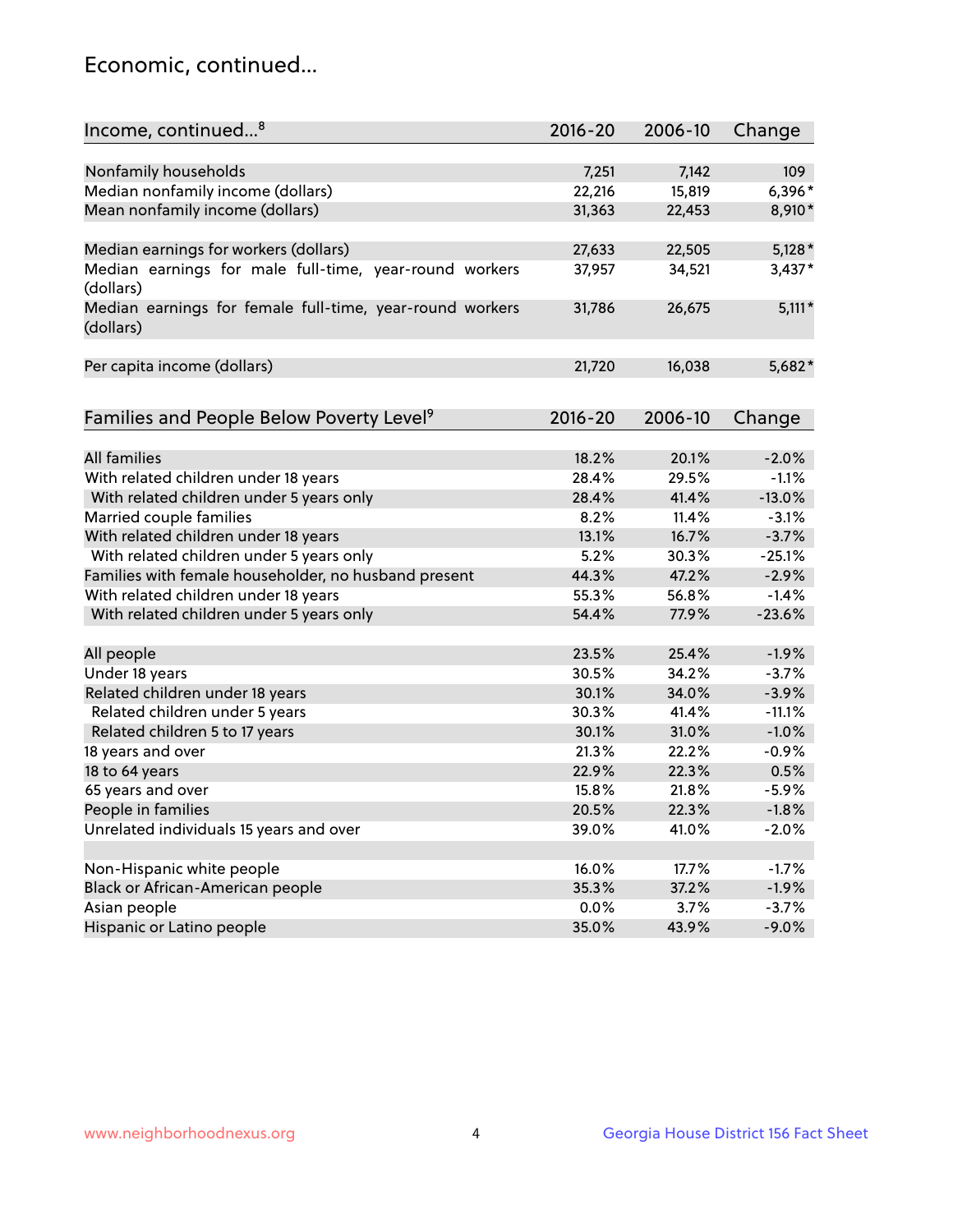## Economic, continued...

| Income, continued...[8] | 2016-20 | 2006-10 | Change |
|---|---|---|---|
| Nonfamily households | 7,251 | 7,142 | 109 |
| Median nonfamily income (dollars) | 22,216 | 15,819 | 6,396* |
| Mean nonfamily income (dollars) | 31,363 | 22,453 | 8,910* |
| Median earnings for workers (dollars) | 27,633 | 22,505 | 5,128* |
| Median earnings for male full-time, year-round workers (dollars) | 37,957 | 34,521 | 3,437* |
| Median earnings for female full-time, year-round workers (dollars) | 31,786 | 26,675 | 5,111* |
| Per capita income (dollars) | 21,720 | 16,038 | 5,682* |

| Families and People Below Poverty Level[9] | 2016-20 | 2006-10 | Change |
|---|---|---|---|
| All families | 18.2% | 20.1% | -2.0% |
| With related children under 18 years | 28.4% | 29.5% | -1.1% |
| With related children under 5 years only | 28.4% | 41.4% | -13.0% |
| Married couple families | 8.2% | 11.4% | -3.1% |
| With related children under 18 years | 13.1% | 16.7% | -3.7% |
| With related children under 5 years only | 5.2% | 30.3% | -25.1% |
| Families with female householder, no husband present | 44.3% | 47.2% | -2.9% |
| With related children under 18 years | 55.3% | 56.8% | -1.4% |
| With related children under 5 years only | 54.4% | 77.9% | -23.6% |
| All people | 23.5% | 25.4% | -1.9% |
| Under 18 years | 30.5% | 34.2% | -3.7% |
| Related children under 18 years | 30.1% | 34.0% | -3.9% |
| Related children under 5 years | 30.3% | 41.4% | -11.1% |
| Related children 5 to 17 years | 30.1% | 31.0% | -1.0% |
| 18 years and over | 21.3% | 22.2% | -0.9% |
| 18 to 64 years | 22.9% | 22.3% | 0.5% |
| 65 years and over | 15.8% | 21.8% | -5.9% |
| People in families | 20.5% | 22.3% | -1.8% |
| Unrelated individuals 15 years and over | 39.0% | 41.0% | -2.0% |
| Non-Hispanic white people | 16.0% | 17.7% | -1.7% |
| Black or African-American people | 35.3% | 37.2% | -1.9% |
| Asian people | 0.0% | 3.7% | -3.7% |
| Hispanic or Latino people | 35.0% | 43.9% | -9.0% |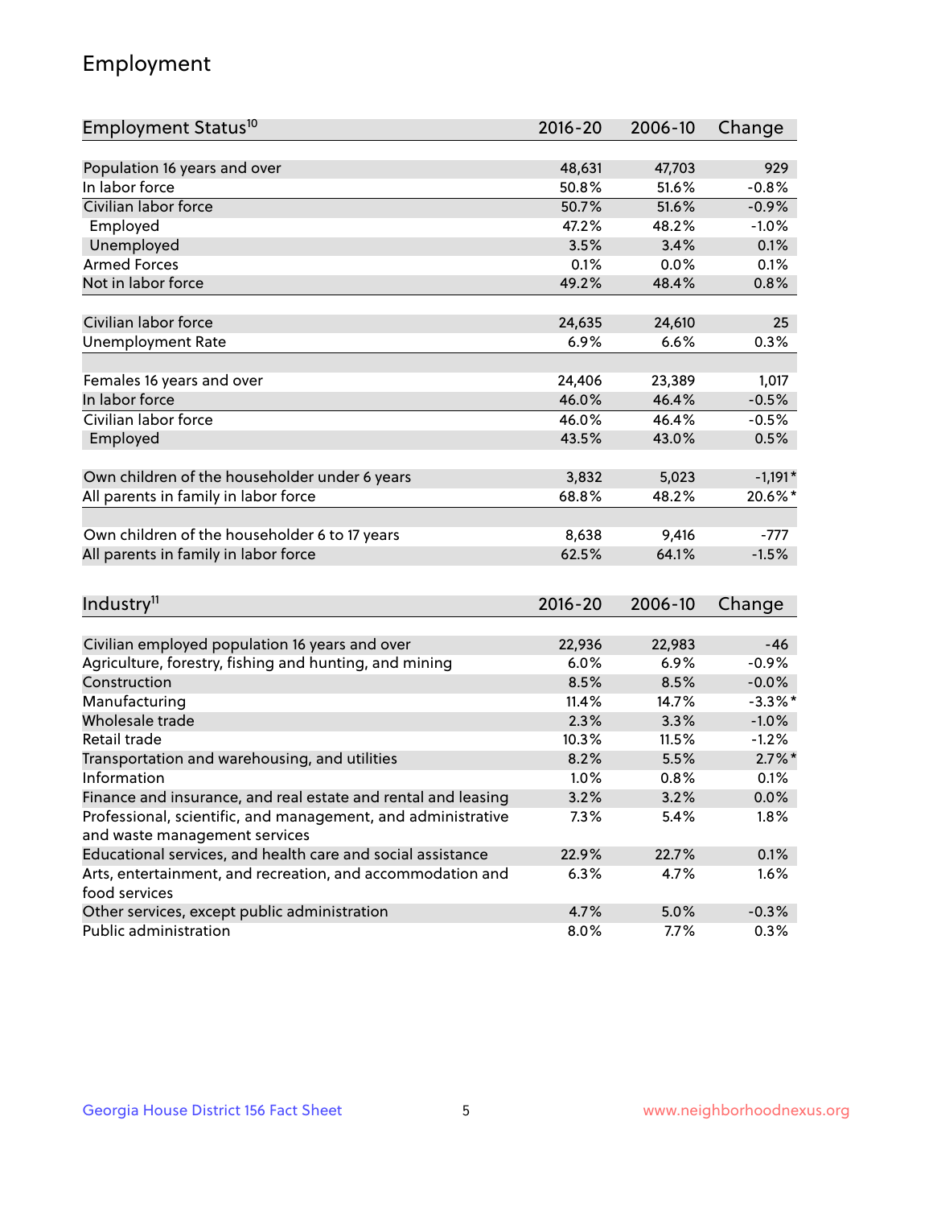## Employment

| Employment Status[10] | 2016-20 | 2006-10 | Change |
|---|---|---|---|
| Population 16 years and over | 48,631 | 47,703 | 929 |
| In labor force | 50.8% | 51.6% | -0.8% |
| Civilian labor force | 50.7% | 51.6% | -0.9% |
| Employed | 47.2% | 48.2% | -1.0% |
| Unemployed | 3.5% | 3.4% | 0.1% |
| Armed Forces | 0.1% | 0.0% | 0.1% |
| Not in labor force | 49.2% | 48.4% | 0.8% |
| | | | |
| Civilian labor force | 24,635 | 24,610 | 25 |
| Unemployment Rate | 6.9% | 6.6% | 0.3% |
| | | | |
| Females 16 years and over | 24,406 | 23,389 | 1,017 |
| In labor force | 46.0% | 46.4% | -0.5% |
| Civilian labor force | 46.0% | 46.4% | -0.5% |
| Employed | 43.5% | 43.0% | 0.5% |
| | | | |
| Own children of the householder under 6 years | 3,832 | 5,023 | -1,191* |
| All parents in family in labor force | 68.8% | 48.2% | 20.6%* |
| | | | |
| Own children of the householder 6 to 17 years | 8,638 | 9,416 | -777 |
| All parents in family in labor force | 62.5% | 64.1% | -1.5% |

| Industry[11] | 2016-20 | 2006-10 | Change |
|---|---|---|---|
| Civilian employed population 16 years and over | 22,936 | 22,983 | -46 |
| Agriculture, forestry, fishing and hunting, and mining | 6.0% | 6.9% | -0.9% |
| Construction | 8.5% | 8.5% | -0.0% |
| Manufacturing | 11.4% | 14.7% | -3.3%* |
| Wholesale trade | 2.3% | 3.3% | -1.0% |
| Retail trade | 10.3% | 11.5% | -1.2% |
| Transportation and warehousing, and utilities | 8.2% | 5.5% | 2.7%* |
| Information | 1.0% | 0.8% | 0.1% |
| Finance and insurance, and real estate and rental and leasing | 3.2% | 3.2% | 0.0% |
| Professional, scientific, and management, and administrative and waste management services | 7.3% | 5.4% | 1.8% |
| Educational services, and health care and social assistance | 22.9% | 22.7% | 0.1% |
| Arts, entertainment, and recreation, and accommodation and food services | 6.3% | 4.7% | 1.6% |
| Other services, except public administration | 4.7% | 5.0% | -0.3% |
| Public administration | 8.0% | 7.7% | 0.3% |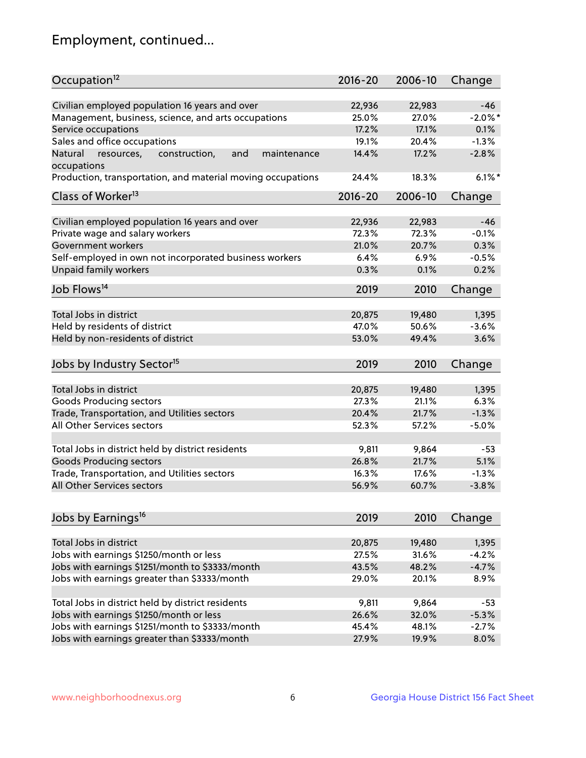## Employment, continued...

| Occupation[12] | 2016-20 | 2006-10 | Change |
|---|---|---|---|
| Civilian employed population 16 years and over | 22,936 | 22,983 | -46 |
| Management, business, science, and arts occupations | 25.0% | 27.0% | -2.0%* |
| Service occupations | 17.2% | 17.1% | 0.1% |
| Sales and office occupations | 19.1% | 20.4% | -1.3% |
| Natural resources, construction, and maintenance occupations | 14.4% | 17.2% | -2.8% |
| Production, transportation, and material moving occupations | 24.4% | 18.3% | 6.1%* |

| Class of Worker[13] | 2016-20 | 2006-10 | Change |
|---|---|---|---|
| Civilian employed population 16 years and over | 22,936 | 22,983 | -46 |
| Private wage and salary workers | 72.3% | 72.3% | -0.1% |
| Government workers | 21.0% | 20.7% | 0.3% |
| Self-employed in own not incorporated business workers | 6.4% | 6.9% | -0.5% |
| Unpaid family workers | 0.3% | 0.1% | 0.2% |

| Job Flows[14] | 2019 | 2010 | Change |
|---|---|---|---|
| Total Jobs in district | 20,875 | 19,480 | 1,395 |
| Held by residents of district | 47.0% | 50.6% | -3.6% |
| Held by non-residents of district | 53.0% | 49.4% | 3.6% |

| Jobs by Industry Sector[15] | 2019 | 2010 | Change |
|---|---|---|---|
| Total Jobs in district | 20,875 | 19,480 | 1,395 |
| Goods Producing sectors | 27.3% | 21.1% | 6.3% |
| Trade, Transportation, and Utilities sectors | 20.4% | 21.7% | -1.3% |
| All Other Services sectors | 52.3% | 57.2% | -5.0% |
| | | | |
| Total Jobs in district held by district residents | 9,811 | 9,864 | -53 |
| Goods Producing sectors | 26.8% | 21.7% | 5.1% |
| Trade, Transportation, and Utilities sectors | 16.3% | 17.6% | -1.3% |
| All Other Services sectors | 56.9% | 60.7% | -3.8% |

| Jobs by Earnings[16] | 2019 | 2010 | Change |
|---|---|---|---|
| Total Jobs in district | 20,875 | 19,480 | 1,395 |
| Jobs with earnings $1250/month or less | 27.5% | 31.6% | -4.2% |
| Jobs with earnings $1251/month to $3333/month | 43.5% | 48.2% | -4.7% |
| Jobs with earnings greater than $3333/month | 29.0% | 20.1% | 8.9% |
| | | | |
| Total Jobs in district held by district residents | 9,811 | 9,864 | -53 |
| Jobs with earnings $1250/month or less | 26.6% | 32.0% | -5.3% |
| Jobs with earnings $1251/month to $3333/month | 45.4% | 48.1% | -2.7% |
| Jobs with earnings greater than $3333/month | 27.9% | 19.9% | 8.0% |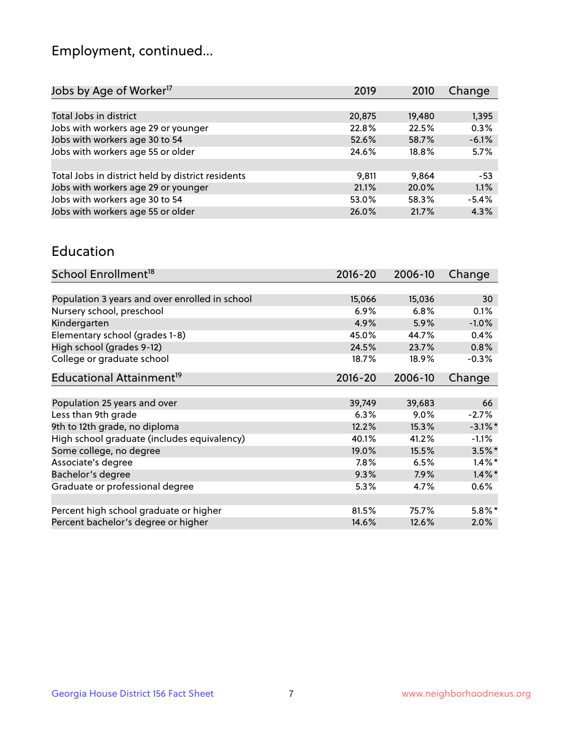## Employment, continued...

| Jobs by Age of Worker[17] | 2019 | 2010 | Change |
|---|---|---|---|
| Total Jobs in district | 20,875 | 19,480 | 1,395 |
| Jobs with workers age 29 or younger | 22.8% | 22.5% | 0.3% |
| Jobs with workers age 30 to 54 | 52.6% | 58.7% | -6.1% |
| Jobs with workers age 55 or older | 24.6% | 18.8% | 5.7% |
| | | | |
| Total Jobs in district held by district residents | 9,811 | 9,864 | -53 |
| Jobs with workers age 29 or younger | 21.1% | 20.0% | 1.1% |
| Jobs with workers age 30 to 54 | 53.0% | 58.3% | -5.4% |
| Jobs with workers age 55 or older | 26.0% | 21.7% | 4.3% |

## Education

| School Enrollment[18] | 2016-20 | 2006-10 | Change |
|---|---|---|---|
| Population 3 years and over enrolled in school | 15,066 | 15,036 | 30 |
| Nursery school, preschool | 6.9% | 6.8% | 0.1% |
| Kindergarten | 4.9% | 5.9% | -1.0% |
| Elementary school (grades 1-8) | 45.0% | 44.7% | 0.4% |
| High school (grades 9-12) | 24.5% | 23.7% | 0.8% |
| College or graduate school | 18.7% | 18.9% | -0.3% |

| Educational Attainment[19] | 2016-20 | 2006-10 | Change |
|---|---|---|---|
| Population 25 years and over | 39,749 | 39,683 | 66 |
| Less than 9th grade | 6.3% | 9.0% | -2.7% |
| 9th to 12th grade, no diploma | 12.2% | 15.3% | -3.1%* |
| High school graduate (includes equivalency) | 40.1% | 41.2% | -1.1% |
| Some college, no degree | 19.0% | 15.5% | 3.5%* |
| Associate's degree | 7.8% | 6.5% | 1.4%* |
| Bachelor's degree | 9.3% | 7.9% | 1.4%* |
| Graduate or professional degree | 5.3% | 4.7% | 0.6% |
| | | | |
| Percent high school graduate or higher | 81.5% | 75.7% | 5.8%* |
| Percent bachelor's degree or higher | 14.6% | 12.6% | 2.0% |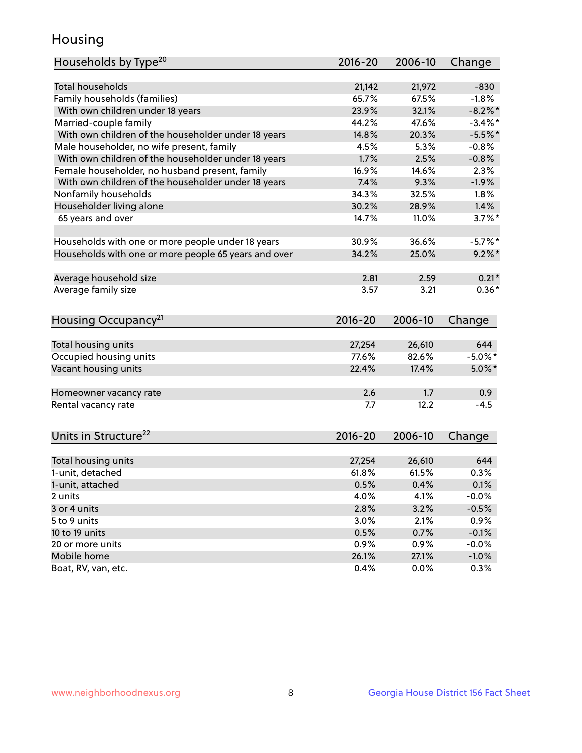# Housing

| Households by Type[20] | 2016-20 | 2006-10 | Change |
|---|---|---|---|
| Total households | 21,142 | 21,972 | -830 |
| Family households (families) | 65.7% | 67.5% | -1.8% |
| With own children under 18 years | 23.9% | 32.1% | -8.2%* |
| Married-couple family | 44.2% | 47.6% | -3.4%* |
| With own children of the householder under 18 years | 14.8% | 20.3% | -5.5%* |
| Male householder, no wife present, family | 4.5% | 5.3% | -0.8% |
| With own children of the householder under 18 years | 1.7% | 2.5% | -0.8% |
| Female householder, no husband present, family | 16.9% | 14.6% | 2.3% |
| With own children of the householder under 18 years | 7.4% | 9.3% | -1.9% |
| Nonfamily households | 34.3% | 32.5% | 1.8% |
| Householder living alone | 30.2% | 28.9% | 1.4% |
| 65 years and over | 14.7% | 11.0% | 3.7%* |
| | | | |
| Households with one or more people under 18 years | 30.9% | 36.6% | -5.7%* |
| Households with one or more people 65 years and over | 34.2% | 25.0% | 9.2%* |
| | | | |
| Average household size | 2.81 | 2.59 | 0.21* |
| Average family size | 3.57 | 3.21 | 0.36* |

| Housing Occupancy[21] | 2016-20 | 2006-10 | Change |
|---|---|---|---|
| Total housing units | 27,254 | 26,610 | 644 |
| Occupied housing units | 77.6% | 82.6% | -5.0%* |
| Vacant housing units | 22.4% | 17.4% | 5.0%* |
| | | | |
| Homeowner vacancy rate | 2.6 | 1.7 | 0.9 |
| Rental vacancy rate | 7.7 | 12.2 | -4.5 |

| Units in Structure[22] | 2016-20 | 2006-10 | Change |
|---|---|---|---|
| Total housing units | 27,254 | 26,610 | 644 |
| 1-unit, detached | 61.8% | 61.5% | 0.3% |
| 1-unit, attached | 0.5% | 0.4% | 0.1% |
| 2 units | 4.0% | 4.1% | -0.0% |
| 3 or 4 units | 2.8% | 3.2% | -0.5% |
| 5 to 9 units | 3.0% | 2.1% | 0.9% |
| 10 to 19 units | 0.5% | 0.7% | -0.1% |
| 20 or more units | 0.9% | 0.9% | -0.0% |
| Mobile home | 26.1% | 27.1% | -1.0% |
| Boat, RV, van, etc. | 0.4% | 0.0% | 0.3% |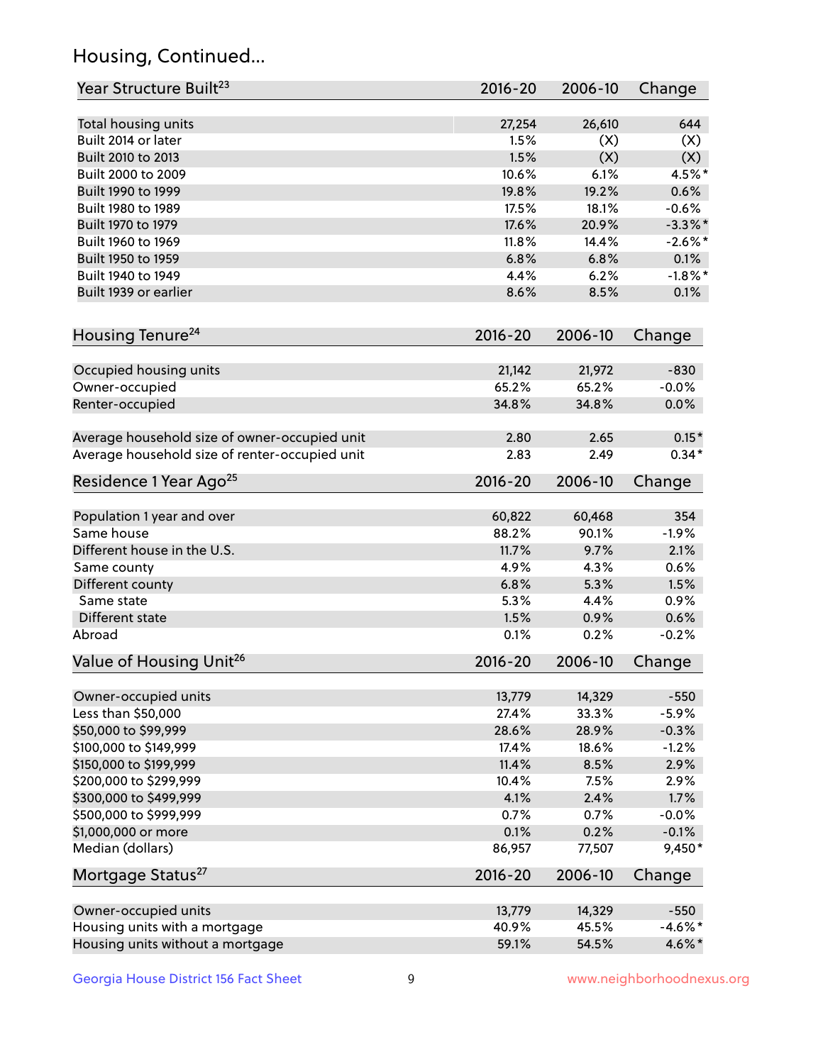# Housing, Continued...

| Year Structure Built[23] | 2016-20 | 2006-10 | Change |
|---|---|---|---|
| Total housing units | 27,254 | 26,610 | 644 |
| Built 2014 or later | 1.5% | (X) | (X) |
| Built 2010 to 2013 | 1.5% | (X) | (X) |
| Built 2000 to 2009 | 10.6% | 6.1% | 4.5%* |
| Built 1990 to 1999 | 19.8% | 19.2% | 0.6% |
| Built 1980 to 1989 | 17.5% | 18.1% | -0.6% |
| Built 1970 to 1979 | 17.6% | 20.9% | -3.3%* |
| Built 1960 to 1969 | 11.8% | 14.4% | -2.6%* |
| Built 1950 to 1959 | 6.8% | 6.8% | 0.1% |
| Built 1940 to 1949 | 4.4% | 6.2% | -1.8%* |
| Built 1939 or earlier | 8.6% | 8.5% | 0.1% |

| Housing Tenure[24] | 2016-20 | 2006-10 | Change |
|---|---|---|---|
| Occupied housing units | 21,142 | 21,972 | -830 |
| Owner-occupied | 65.2% | 65.2% | -0.0% |
| Renter-occupied | 34.8% | 34.8% | 0.0% |
| Average household size of owner-occupied unit | 2.80 | 2.65 | 0.15* |
| Average household size of renter-occupied unit | 2.83 | 2.49 | 0.34* |

| Residence 1 Year Ago[25] | 2016-20 | 2006-10 | Change |
|---|---|---|---|
| Population 1 year and over | 60,822 | 60,468 | 354 |
| Same house | 88.2% | 90.1% | -1.9% |
| Different house in the U.S. | 11.7% | 9.7% | 2.1% |
| Same county | 4.9% | 4.3% | 0.6% |
| Different county | 6.8% | 5.3% | 1.5% |
| Same state | 5.3% | 4.4% | 0.9% |
| Different state | 1.5% | 0.9% | 0.6% |
| Abroad | 0.1% | 0.2% | -0.2% |

| Value of Housing Unit[26] | 2016-20 | 2006-10 | Change |
|---|---|---|---|
| Owner-occupied units | 13,779 | 14,329 | -550 |
| Less than $50,000 | 27.4% | 33.3% | -5.9% |
| $50,000 to $99,999 | 28.6% | 28.9% | -0.3% |
| $100,000 to $149,999 | 17.4% | 18.6% | -1.2% |
| $150,000 to $199,999 | 11.4% | 8.5% | 2.9% |
| $200,000 to $299,999 | 10.4% | 7.5% | 2.9% |
| $300,000 to $499,999 | 4.1% | 2.4% | 1.7% |
| $500,000 to $999,999 | 0.7% | 0.7% | -0.0% |
| $1,000,000 or more | 0.1% | 0.2% | -0.1% |
| Median (dollars) | 86,957 | 77,507 | 9,450* |

| Mortgage Status[27] | 2016-20 | 2006-10 | Change |
|---|---|---|---|
| Owner-occupied units | 13,779 | 14,329 | -550 |
| Housing units with a mortgage | 40.9% | 45.5% | -4.6%* |
| Housing units without a mortgage | 59.1% | 54.5% | 4.6%* |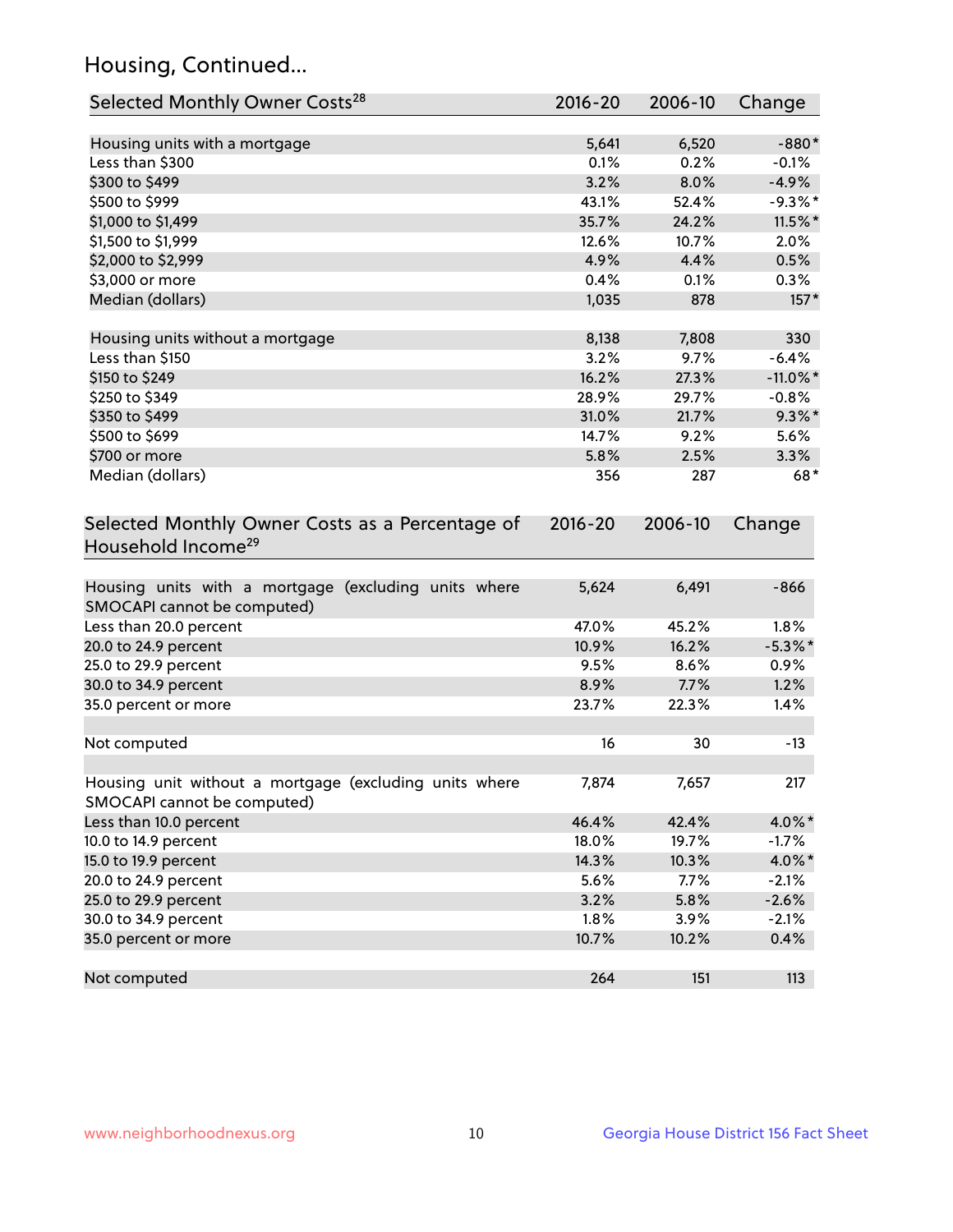# Housing, Continued...

| Selected Monthly Owner Costs[28] | 2016-20 | 2006-10 | Change |
|---|---|---|---|
| Housing units with a mortgage | 5,641 | 6,520 | -880* |
| Less than $300 | 0.1% | 0.2% | -0.1% |
| $300 to $499 | 3.2% | 8.0% | -4.9% |
| $500 to $999 | 43.1% | 52.4% | -9.3%* |
| $1,000 to $1,499 | 35.7% | 24.2% | 11.5%* |
| $1,500 to $1,999 | 12.6% | 10.7% | 2.0% |
| $2,000 to $2,999 | 4.9% | 4.4% | 0.5% |
| $3,000 or more | 0.4% | 0.1% | 0.3% |
| Median (dollars) | 1,035 | 878 | 157* |
| | | | |
| Housing units without a mortgage | 8,138 | 7,808 | 330 |
| Less than $150 | 3.2% | 9.7% | -6.4% |
| $150 to $249 | 16.2% | 27.3% | -11.0%* |
| $250 to $349 | 28.9% | 29.7% | -0.8% |
| $350 to $499 | 31.0% | 21.7% | 9.3%* |
| $500 to $699 | 14.7% | 9.2% | 5.6% |
| $700 or more | 5.8% | 2.5% | 3.3% |
| Median (dollars) | 356 | 287 | 68* |

| Selected Monthly Owner Costs as a Percentage of Household Income[29] | 2016-20 | 2006-10 | Change |
|---|---|---|---|
| Housing units with a mortgage (excluding units where SMOCAPI cannot be computed) | 5,624 | 6,491 | -866 |
| Less than 20.0 percent | 47.0% | 45.2% | 1.8% |
| 20.0 to 24.9 percent | 10.9% | 16.2% | -5.3%* |
| 25.0 to 29.9 percent | 9.5% | 8.6% | 0.9% |
| 30.0 to 34.9 percent | 8.9% | 7.7% | 1.2% |
| 35.0 percent or more | 23.7% | 22.3% | 1.4% |
| | | | |
| Not computed | 16 | 30 | -13 |
| | | | |
| Housing unit without a mortgage (excluding units where SMOCAPI cannot be computed) | 7,874 | 7,657 | 217 |
| Less than 10.0 percent | 46.4% | 42.4% | 4.0%* |
| 10.0 to 14.9 percent | 18.0% | 19.7% | -1.7% |
| 15.0 to 19.9 percent | 14.3% | 10.3% | 4.0%* |
| 20.0 to 24.9 percent | 5.6% | 7.7% | -2.1% |
| 25.0 to 29.9 percent | 3.2% | 5.8% | -2.6% |
| 30.0 to 34.9 percent | 1.8% | 3.9% | -2.1% |
| 35.0 percent or more | 10.7% | 10.2% | 0.4% |
| | | | |
| Not computed | 264 | 151 | 113 |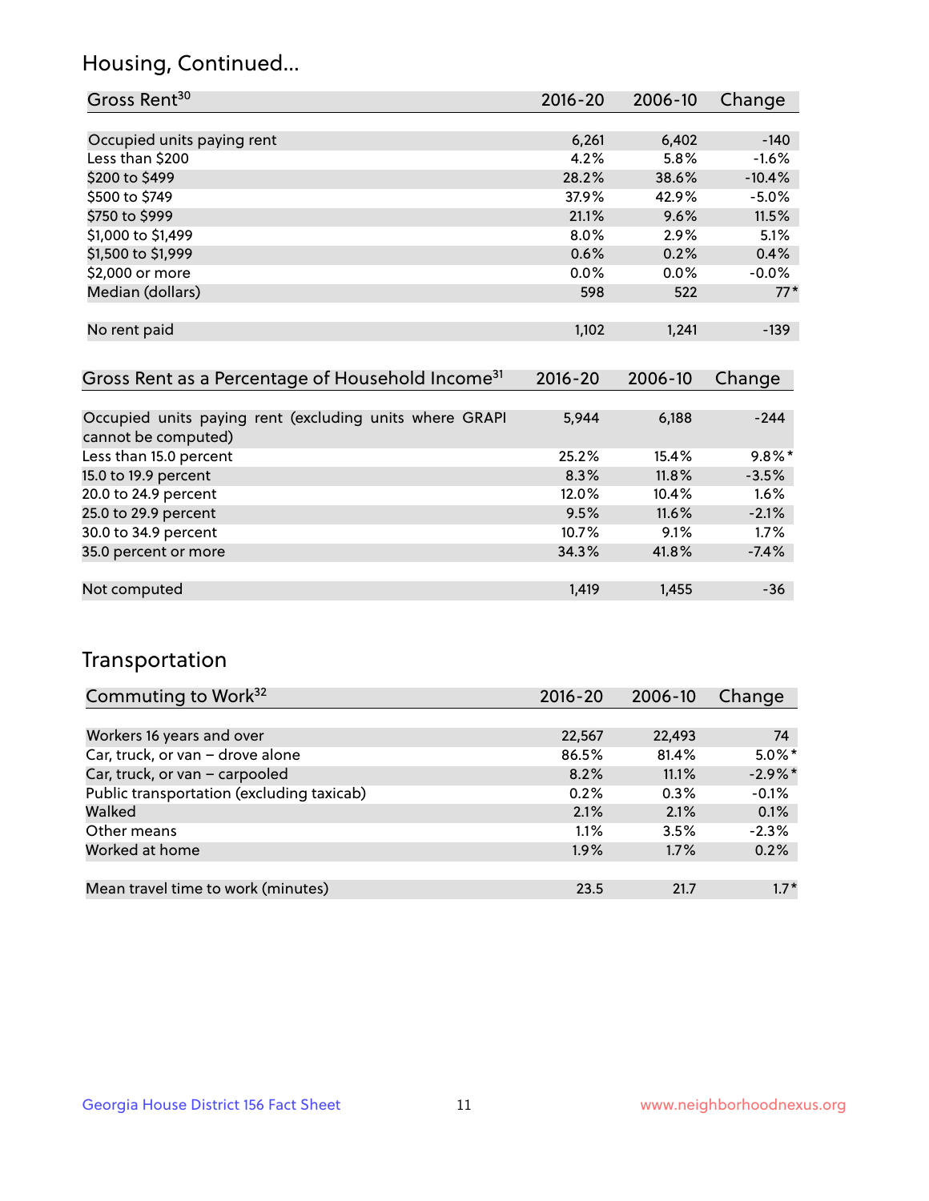## Housing, Continued...

| Gross Rent[30] | 2016-20 | 2006-10 | Change |
|---|---|---|---|
| Occupied units paying rent | 6,261 | 6,402 | -140 |
| Less than $200 | 4.2% | 5.8% | -1.6% |
| $200 to $499 | 28.2% | 38.6% | -10.4% |
| $500 to $749 | 37.9% | 42.9% | -5.0% |
| $750 to $999 | 21.1% | 9.6% | 11.5% |
| $1,000 to $1,499 | 8.0% | 2.9% | 5.1% |
| $1,500 to $1,999 | 0.6% | 0.2% | 0.4% |
| $2,000 or more | 0.0% | 0.0% | -0.0% |
| Median (dollars) | 598 | 522 | 77* |
| No rent paid | 1,102 | 1,241 | -139 |

| Gross Rent as a Percentage of Household Income[31] | 2016-20 | 2006-10 | Change |
|---|---|---|---|
| Occupied units paying rent (excluding units where GRAPI cannot be computed) | 5,944 | 6,188 | -244 |
| Less than 15.0 percent | 25.2% | 15.4% | 9.8%* |
| 15.0 to 19.9 percent | 8.3% | 11.8% | -3.5% |
| 20.0 to 24.9 percent | 12.0% | 10.4% | 1.6% |
| 25.0 to 29.9 percent | 9.5% | 11.6% | -2.1% |
| 30.0 to 34.9 percent | 10.7% | 9.1% | 1.7% |
| 35.0 percent or more | 34.3% | 41.8% | -7.4% |
| Not computed | 1,419 | 1,455 | -36 |

## Transportation

| Commuting to Work[32] | 2016-20 | 2006-10 | Change |
|---|---|---|---|
| Workers 16 years and over | 22,567 | 22,493 | 74 |
| Car, truck, or van – drove alone | 86.5% | 81.4% | 5.0%* |
| Car, truck, or van – carpooled | 8.2% | 11.1% | -2.9%* |
| Public transportation (excluding taxicab) | 0.2% | 0.3% | -0.1% |
| Walked | 2.1% | 2.1% | 0.1% |
| Other means | 1.1% | 3.5% | -2.3% |
| Worked at home | 1.9% | 1.7% | 0.2% |
| Mean travel time to work (minutes) | 23.5 | 21.7 | 1.7* |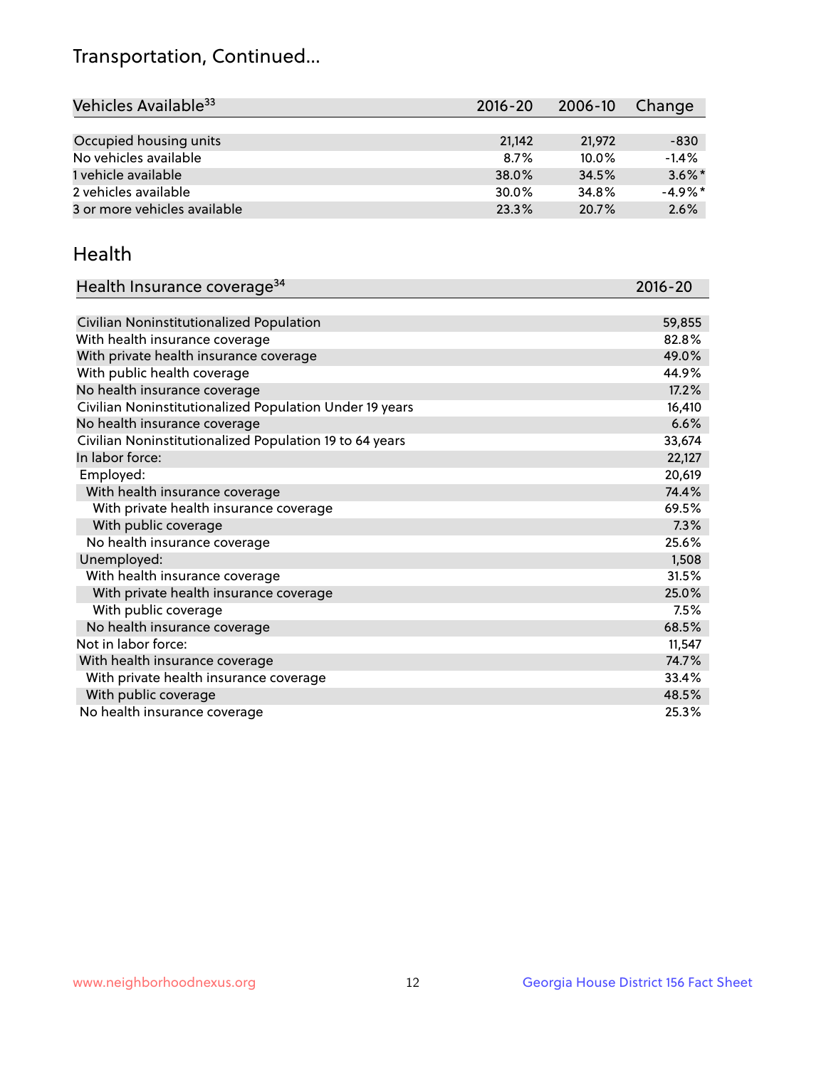# Transportation, Continued...

| Vehicles Available[33] | 2016-20 | 2006-10 | Change |
|---|---|---|---|
| Occupied housing units | 21,142 | 21,972 | -830 |
| No vehicles available | 8.7% | 10.0% | -1.4% |
| 1 vehicle available | 38.0% | 34.5% | 3.6%* |
| 2 vehicles available | 30.0% | 34.8% | -4.9%* |
| 3 or more vehicles available | 23.3% | 20.7% | 2.6% |

## Health

| Health Insurance coverage[34] | 2016-20 |
|---|---|
| Civilian Noninstitutionalized Population | 59,855 |
| With health insurance coverage | 82.8% |
| With private health insurance coverage | 49.0% |
| With public health coverage | 44.9% |
| No health insurance coverage | 17.2% |
| Civilian Noninstitutionalized Population Under 19 years | 16,410 |
| No health insurance coverage | 6.6% |
| Civilian Noninstitutionalized Population 19 to 64 years | 33,674 |
| In labor force: | 22,127 |
| Employed: | 20,619 |
| With health insurance coverage | 74.4% |
| With private health insurance coverage | 69.5% |
| With public coverage | 7.3% |
| No health insurance coverage | 25.6% |
| Unemployed: | 1,508 |
| With health insurance coverage | 31.5% |
| With private health insurance coverage | 25.0% |
| With public coverage | 7.5% |
| No health insurance coverage | 68.5% |
| Not in labor force: | 11,547 |
| With health insurance coverage | 74.7% |
| With private health insurance coverage | 33.4% |
| With public coverage | 48.5% |
| No health insurance coverage | 25.3% |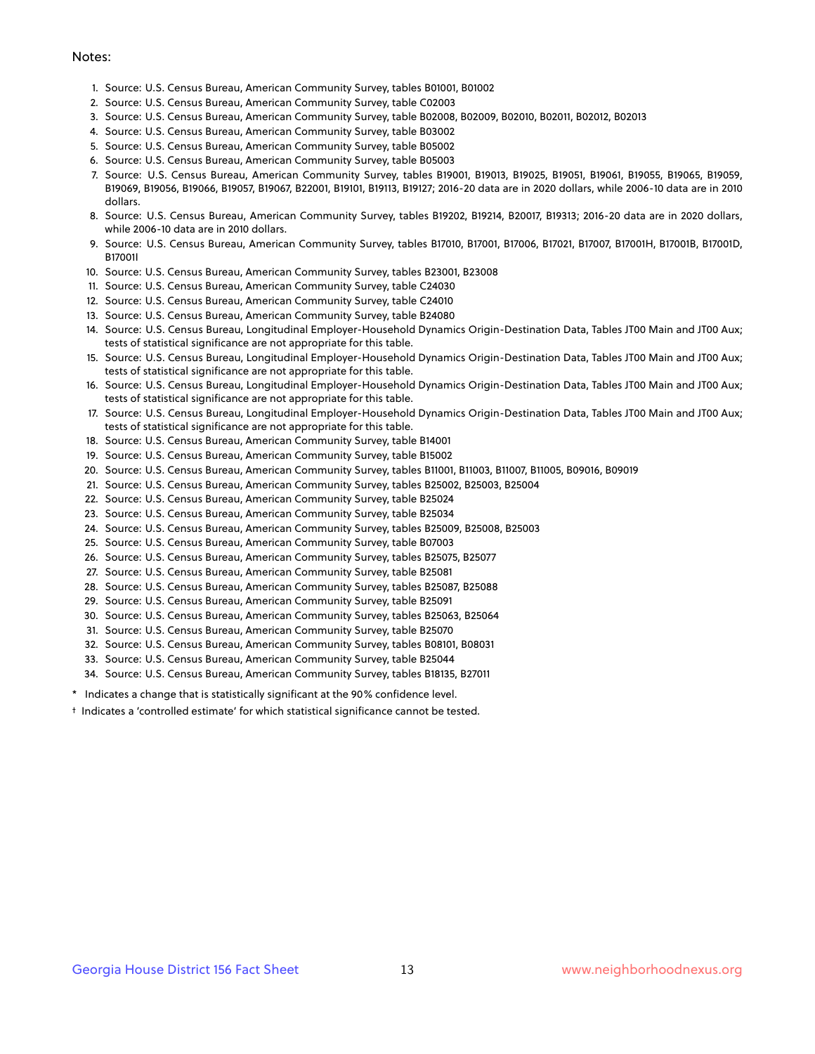Notes:

1. Source: U.S. Census Bureau, American Community Survey, tables B01001, B01002
2. Source: U.S. Census Bureau, American Community Survey, table C02003
3. Source: U.S. Census Bureau, American Community Survey, table B02008, B02009, B02010, B02011, B02012, B02013
4. Source: U.S. Census Bureau, American Community Survey, table B03002
5. Source: U.S. Census Bureau, American Community Survey, table B05002
6. Source: U.S. Census Bureau, American Community Survey, table B05003
7. Source: U.S. Census Bureau, American Community Survey, tables B19001, B19013, B19025, B19051, B19061, B19055, B19065, B19059, B19069, B19056, B19066, B19057, B19067, B22001, B19101, B19113, B19127; 2016-20 data are in 2020 dollars, while 2006-10 data are in 2010 dollars.
8. Source: U.S. Census Bureau, American Community Survey, tables B19202, B19214, B20017, B19313; 2016-20 data are in 2020 dollars, while 2006-10 data are in 2010 dollars.
9. Source: U.S. Census Bureau, American Community Survey, tables B17010, B17001, B17006, B17021, B17007, B17001H, B17001B, B17001D, B17001I
10. Source: U.S. Census Bureau, American Community Survey, tables B23001, B23008
11. Source: U.S. Census Bureau, American Community Survey, table C24030
12. Source: U.S. Census Bureau, American Community Survey, table C24010
13. Source: U.S. Census Bureau, American Community Survey, table B24080
14. Source: U.S. Census Bureau, Longitudinal Employer-Household Dynamics Origin-Destination Data, Tables JT00 Main and JT00 Aux; tests of statistical significance are not appropriate for this table.
15. Source: U.S. Census Bureau, Longitudinal Employer-Household Dynamics Origin-Destination Data, Tables JT00 Main and JT00 Aux; tests of statistical significance are not appropriate for this table.
16. Source: U.S. Census Bureau, Longitudinal Employer-Household Dynamics Origin-Destination Data, Tables JT00 Main and JT00 Aux; tests of statistical significance are not appropriate for this table.
17. Source: U.S. Census Bureau, Longitudinal Employer-Household Dynamics Origin-Destination Data, Tables JT00 Main and JT00 Aux; tests of statistical significance are not appropriate for this table.
18. Source: U.S. Census Bureau, American Community Survey, table B14001
19. Source: U.S. Census Bureau, American Community Survey, table B15002
20. Source: U.S. Census Bureau, American Community Survey, tables B11001, B11003, B11007, B11005, B09016, B09019
21. Source: U.S. Census Bureau, American Community Survey, tables B25002, B25003, B25004
22. Source: U.S. Census Bureau, American Community Survey, table B25024
23. Source: U.S. Census Bureau, American Community Survey, table B25034
24. Source: U.S. Census Bureau, American Community Survey, tables B25009, B25008, B25003
25. Source: U.S. Census Bureau, American Community Survey, table B07003
26. Source: U.S. Census Bureau, American Community Survey, tables B25075, B25077
27. Source: U.S. Census Bureau, American Community Survey, table B25081
28. Source: U.S. Census Bureau, American Community Survey, tables B25087, B25088
29. Source: U.S. Census Bureau, American Community Survey, table B25091
30. Source: U.S. Census Bureau, American Community Survey, tables B25063, B25064
31. Source: U.S. Census Bureau, American Community Survey, table B25070
32. Source: U.S. Census Bureau, American Community Survey, tables B08101, B08031
33. Source: U.S. Census Bureau, American Community Survey, table B25044
34. Source: U.S. Census Bureau, American Community Survey, tables B18135, B27011

* Indicates a change that is statistically significant at the 90% confidence level.

† Indicates a 'controlled estimate' for which statistical significance cannot be tested.